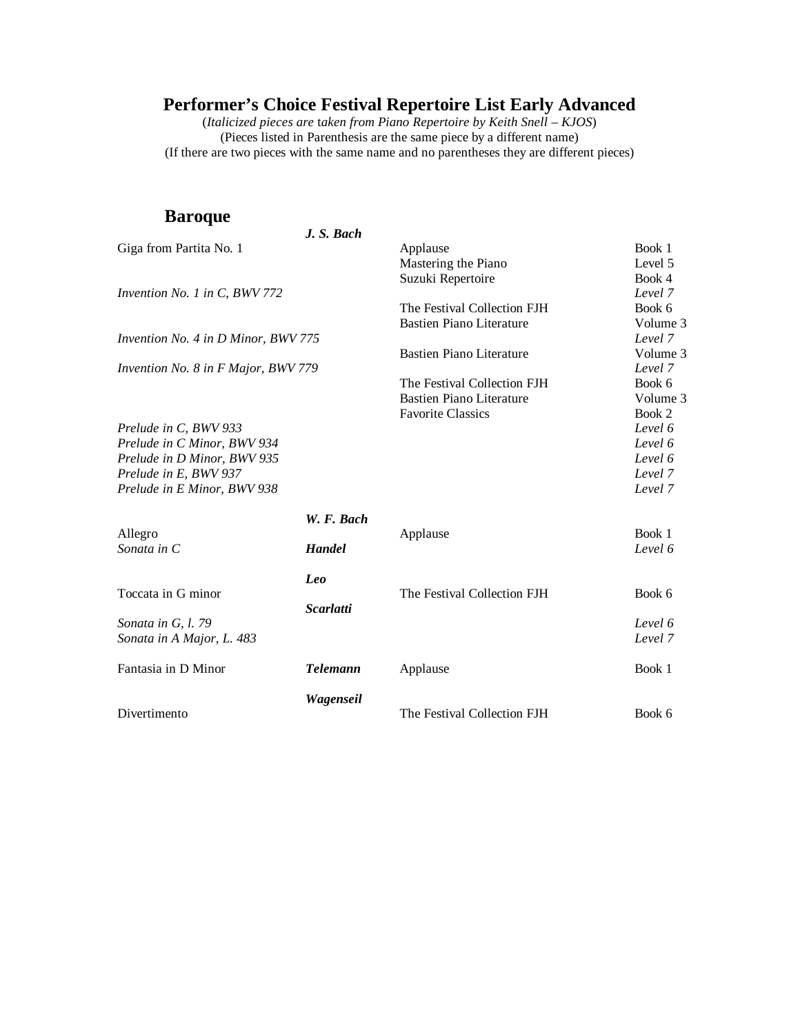# Performer's Choice Festival Repertoire List Early Advanced

(*Italicized pieces are taken from Piano Repertoire by Keith Snell – KJOS*)
(Pieces listed in Parenthesis are the same piece by a different name)
(If there are two pieces with the same name and no parentheses they are different pieces)

## Baroque

| Piece | Composer | Book | Level |
|---|---|---|---|
| | ***J. S. Bach*** | | |
| Giga from Partita No. 1 | | Applause | Book 1 |
| | | Mastering the Piano | Level 5 |
| | | Suzuki Repertoire | Book 4 |
| *Invention No. 1 in C, BWV 772* | | | *Level 7* |
| | | The Festival Collection FJH | Book 6 |
| | | Bastien Piano Literature | Volume 3 |
| *Invention No. 4 in D Minor, BWV 775* | | | *Level 7* |
| | | Bastien Piano Literature | Volume 3 |
| *Invention No. 8 in F Major, BWV 779* | | | *Level 7* |
| | | The Festival Collection FJH | Book 6 |
| | | Bastien Piano Literature | Volume 3 |
| | | Favorite Classics | Book 2 |
| *Prelude in C, BWV 933* | | | *Level 6* |
| *Prelude in C Minor, BWV 934* | | | *Level 6* |
| *Prelude in D Minor, BWV 935* | | | *Level 6* |
| *Prelude in E, BWV 937* | | | *Level 7* |
| *Prelude in E Minor, BWV 938* | | | *Level 7* |
| | ***W. F. Bach*** | | |
| Allegro | | Applause | Book 1 |
| *Sonata in C* | ***Handel*** | | *Level 6* |
| | ***Leo*** | | |
| Toccata in G minor | | The Festival Collection FJH | Book 6 |
| | ***Scarlatti*** | | |
| *Sonata in G, l. 79* | | | *Level 6* |
| *Sonata in A Major, L. 483* | | | *Level 7* |
| Fantasia in D Minor | ***Telemann*** | Applause | Book 1 |
| | ***Wagenseil*** | | |
| Divertimento | | The Festival Collection FJH | Book 6 |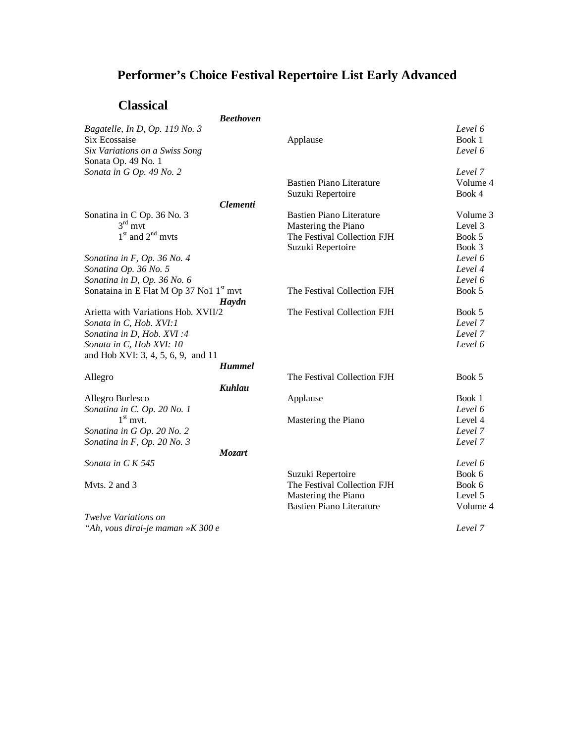# Performer's Choice Festival Repertoire List Early Advanced

## Classical

| Piece | Collection | Level/Book |
|---|---|---|
| ***Beethoven*** | | |
| *Bagatelle, In D, Op. 119 No. 3* | | *Level 6* |
| Six Ecossaise | Applause | Book 1 |
| *Six Variations on a Swiss Song* | | *Level 6* |
| Sonata Op. 49 No. 1 | | |
| *Sonata in G Op. 49 No. 2* | | *Level 7* |
| | Bastien Piano Literature | Volume 4 |
| | Suzuki Repertoire | Book 4 |
| ***Clementi*** | | |
| Sonatina in C Op. 36 No. 3 | Bastien Piano Literature | Volume 3 |
| 3rd mvt | Mastering the Piano | Level 3 |
| 1st and 2nd mvts | The Festival Collection FJH | Book 5 |
| | Suzuki Repertoire | Book 3 |
| *Sonatina in F, Op. 36 No. 4* | | *Level 6* |
| *Sonatina Op. 36 No. 5* | | *Level 4* |
| *Sonatina in D, Op. 36 No. 6* | | *Level 6* |
| Sonataina in E Flat M Op 37 No1 1st mvt | The Festival Collection FJH | Book 5 |
| ***Haydn*** | | |
| Arietta with Variations Hob. XVII/2 | The Festival Collection FJH | Book 5 |
| *Sonata in C, Hob. XVI:1* | | *Level 7* |
| *Sonatina in D, Hob. XVI :4* | | *Level 7* |
| *Sonata in C, Hob XVI: 10* | | *Level 6* |
| and Hob XVI: 3, 4, 5, 6, 9, and 11 | | |
| ***Hummel*** | | |
| Allegro | The Festival Collection FJH | Book 5 |
| ***Kuhlau*** | | |
| Allegro Burlesco | Applause | Book 1 |
| *Sonatina in C. Op. 20 No. 1* | | *Level 6* |
| 1st mvt. | Mastering the Piano | Level 4 |
| *Sonatina in G Op. 20 No. 2* | | *Level 7* |
| *Sonatina in F, Op. 20 No. 3* | | *Level 7* |
| ***Mozart*** | | |
| *Sonata in C K 545* | | *Level 6* |
| | Suzuki Repertoire | Book 6 |
| Mvts. 2 and 3 | The Festival Collection FJH | Book 6 |
| | Mastering the Piano | Level 5 |
| | Bastien Piano Literature | Volume 4 |
| *Twelve Variations on "Ah, vous dirai-je maman »K 300 e* | | *Level 7* |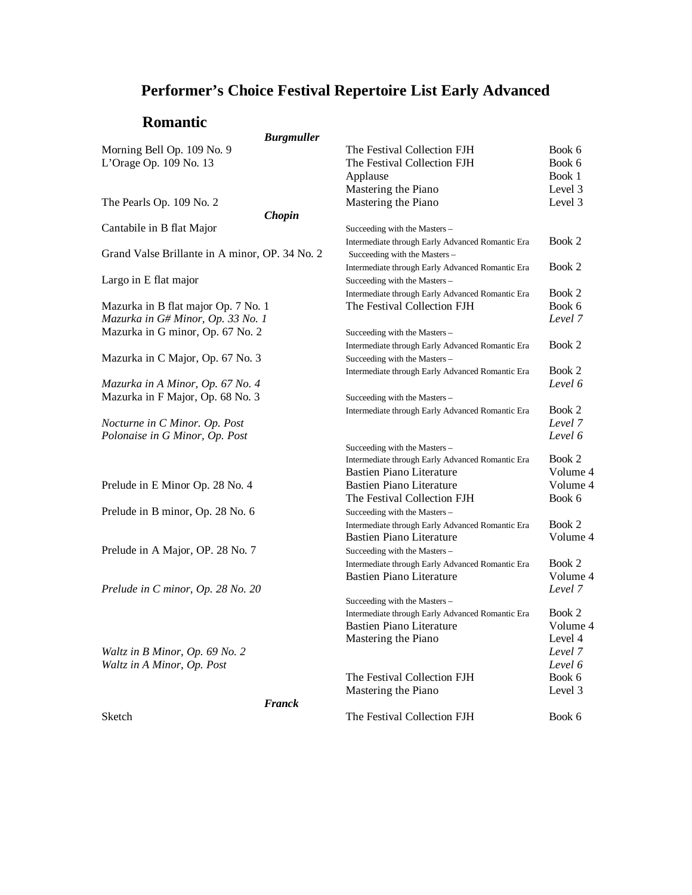# Performer's Choice Festival Repertoire List Early Advanced

## Romantic

| Title | Collection | Book/Level |
|---|---|---|
| ***Burgmuller*** | | |
| Morning Bell Op. 109 No. 9 | The Festival Collection FJH | Book 6 |
| L'Orage Op. 109 No. 13 | The Festival Collection FJH | Book 6 |
| | Applause | Book 1 |
| | Mastering the Piano | Level 3 |
| The Pearls Op. 109 No. 2 | Mastering the Piano | Level 3 |
| ***Chopin*** | | |
| Cantabile in B flat Major | Succeeding with the Masters – Intermediate through Early Advanced Romantic Era | Book 2 |
| Grand Valse Brillante in A minor, OP. 34 No. 2 | Succeeding with the Masters – Intermediate through Early Advanced Romantic Era | Book 2 |
| Largo in E flat major | Succeeding with the Masters – Intermediate through Early Advanced Romantic Era | Book 2 |
| Mazurka in B flat major Op. 7 No. 1 | The Festival Collection FJH | Book 6 |
| *Mazurka in G# Minor, Op. 33 No. 1* | | *Level 7* |
| Mazurka in G minor, Op. 67 No. 2 | Succeeding with the Masters – Intermediate through Early Advanced Romantic Era | Book 2 |
| Mazurka in C Major, Op. 67 No. 3 | Succeeding with the Masters – Intermediate through Early Advanced Romantic Era | Book 2 |
| *Mazurka in A Minor, Op. 67 No. 4* | | *Level 6* |
| Mazurka in F Major, Op. 68 No. 3 | Succeeding with the Masters – Intermediate through Early Advanced Romantic Era | Book 2 |
| *Nocturne in C Minor. Op. Post* | | *Level 7* |
| *Polonaise in G Minor, Op. Post* | | *Level 6* |
| | Succeeding with the Masters – Intermediate through Early Advanced Romantic Era | Book 2 |
| | Bastien Piano Literature | Volume 4 |
| Prelude in E Minor Op. 28 No. 4 | Bastien Piano Literature | Volume 4 |
| | The Festival Collection FJH | Book 6 |
| Prelude in B minor, Op. 28 No. 6 | Succeeding with the Masters – Intermediate through Early Advanced Romantic Era | Book 2 |
| | Bastien Piano Literature | Volume 4 |
| Prelude in A Major, OP. 28 No. 7 | Succeeding with the Masters – Intermediate through Early Advanced Romantic Era | Book 2 |
| | Bastien Piano Literature | Volume 4 |
| *Prelude in C minor, Op. 28 No. 20* | | *Level 7* |
| | Succeeding with the Masters – Intermediate through Early Advanced Romantic Era | Book 2 |
| | Bastien Piano Literature | Volume 4 |
| | Mastering the Piano | Level 4 |
| *Waltz in B Minor, Op. 69 No. 2* | | *Level 7* |
| *Waltz in A Minor, Op. Post* | | *Level 6* |
| | The Festival Collection FJH | Book 6 |
| | Mastering the Piano | Level 3 |
| ***Franck*** | | |
| Sketch | The Festival Collection FJH | Book 6 |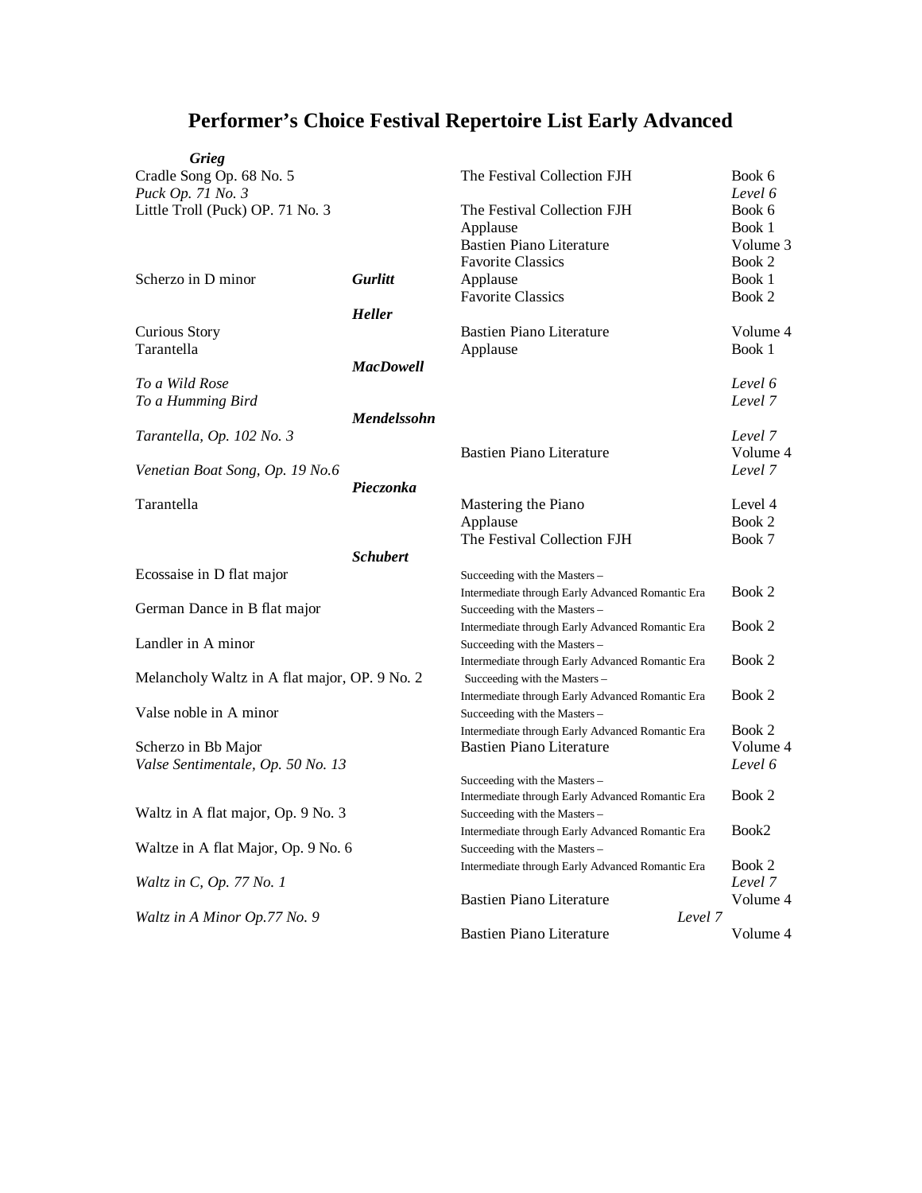# Performer's Choice Festival Repertoire List Early Advanced

| Title | Composer | Book | Level/Volume |
|---|---|---|---|
| | ***Grieg*** | | |
| Cradle Song Op. 68 No. 5 | | The Festival Collection FJH | Book 6 |
| *Puck Op. 71 No. 3* | | | *Level 6* |
| Little Troll (Puck) OP. 71 No. 3 | | The Festival Collection FJH | Book 6 |
| | | Applause | Book 1 |
| | | Bastien Piano Literature | Volume 3 |
| | | Favorite Classics | Book 2 |
| Scherzo in D minor | ***Gurlitt*** | Applause | Book 1 |
| | | Favorite Classics | Book 2 |
| | ***Heller*** | | |
| Curious Story | | Bastien Piano Literature | Volume 4 |
| Tarantella | | Applause | Book 1 |
| | ***MacDowell*** | | |
| *To a Wild Rose* | | | *Level 6* |
| *To a Humming Bird* | | | *Level 7* |
| | ***Mendelssohn*** | | |
| *Tarantella, Op. 102 No. 3* | | | *Level 7* |
| | | Bastien Piano Literature | Volume 4 |
| *Venetian Boat Song, Op. 19 No.6* | | | *Level 7* |
| | ***Pieczonka*** | | |
| Tarantella | | Mastering the Piano | Level 4 |
| | | Applause | Book 2 |
| | | The Festival Collection FJH | Book 7 |
| | ***Schubert*** | | |
| Ecossaise in D flat major | | Succeeding with the Masters – Intermediate through Early Advanced Romantic Era | Book 2 |
| German Dance in B flat major | | Succeeding with the Masters – Intermediate through Early Advanced Romantic Era | Book 2 |
| Landler in A minor | | Succeeding with the Masters – Intermediate through Early Advanced Romantic Era | Book 2 |
| Melancholy Waltz in A flat major, OP. 9 No. 2 | | Succeeding with the Masters – Intermediate through Early Advanced Romantic Era | Book 2 |
| Valse noble in A minor | | Succeeding with the Masters – Intermediate through Early Advanced Romantic Era | Book 2 |
| Scherzo in Bb Major | | Bastien Piano Literature | Volume 4 |
| *Valse Sentimentale, Op. 50 No. 13* | | | *Level 6* |
| | | Succeeding with the Masters – Intermediate through Early Advanced Romantic Era | Book 2 |
| Waltz in A flat major, Op. 9 No. 3 | | Succeeding with the Masters – Intermediate through Early Advanced Romantic Era | Book2 |
| Waltze in A flat Major, Op. 9 No. 6 | | Succeeding with the Masters – Intermediate through Early Advanced Romantic Era | Book 2 |
| *Waltz in C, Op. 77 No. 1* | | | *Level 7* |
| | | Bastien Piano Literature | Volume 4 |
| *Waltz in A Minor Op.77 No. 9* | | | *Level 7* |
| | | Bastien Piano Literature | Volume 4 |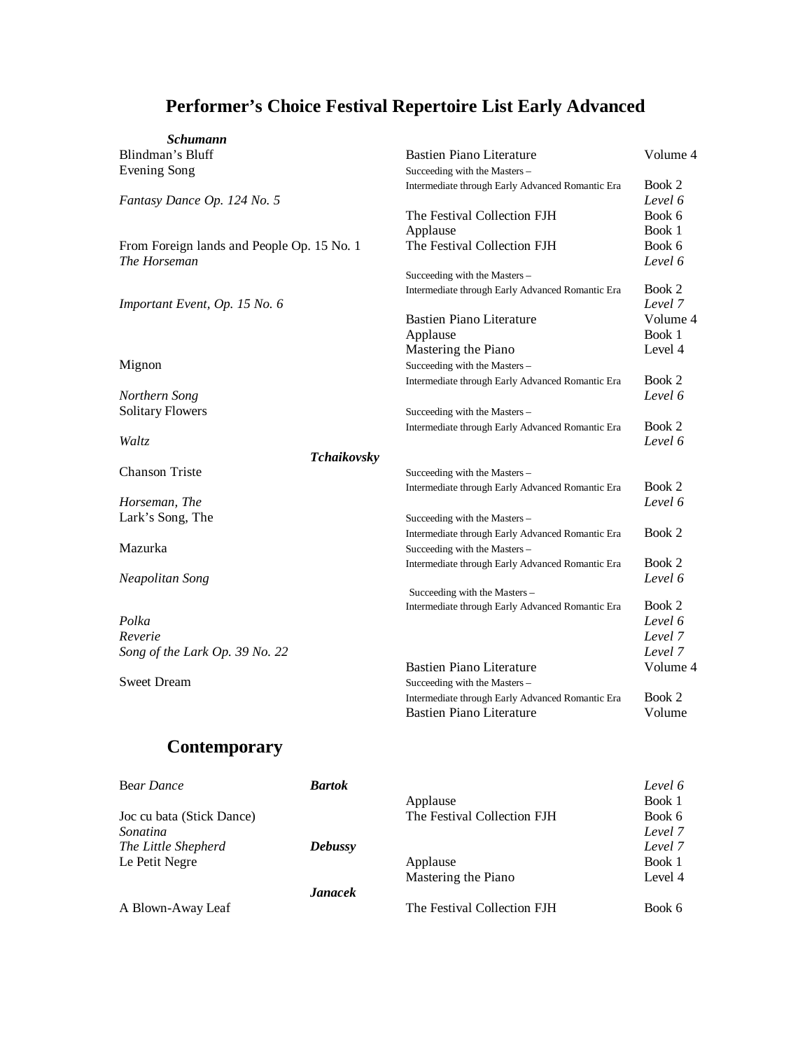# Performer's Choice Festival Repertoire List Early Advanced

***Schumann***

| Title | Book | Volume/Level |
|---|---|---|
| Blindman's Bluff | Bastien Piano Literature | Volume 4 |
| Evening Song | Succeeding with the Masters – Intermediate through Early Advanced Romantic Era | Book 2 |
| *Fantasy Dance Op. 124 No. 5* | | *Level 6* |
| | The Festival Collection FJH | Book 6 |
| | Applause | Book 1 |
| From Foreign lands and People Op. 15 No. 1 | The Festival Collection FJH | Book 6 |
| *The Horseman* | | *Level 6* |
| | Succeeding with the Masters – Intermediate through Early Advanced Romantic Era | Book 2 |
| *Important Event, Op. 15 No. 6* | | *Level 7* |
| | Bastien Piano Literature | Volume 4 |
| | Applause | Book 1 |
| | Mastering the Piano | Level 4 |
| Mignon | Succeeding with the Masters – Intermediate through Early Advanced Romantic Era | Book 2 |
| *Northern Song* | | *Level 6* |
| Solitary Flowers | Succeeding with the Masters – Intermediate through Early Advanced Romantic Era | Book 2 |
| *Waltz* | | *Level 6* |

***Tchaikovsky***

| Title | Book | Volume/Level |
|---|---|---|
| Chanson Triste | Succeeding with the Masters – Intermediate through Early Advanced Romantic Era | Book 2 |
| *Horseman, The* | | *Level 6* |
| Lark's Song, The | Succeeding with the Masters – Intermediate through Early Advanced Romantic Era | Book 2 |
| Mazurka | Succeeding with the Masters – Intermediate through Early Advanced Romantic Era | Book 2 |
| *Neapolitan Song* | | *Level 6* |
| | Succeeding with the Masters – Intermediate through Early Advanced Romantic Era | Book 2 |
| *Polka* | | *Level 6* |
| *Reverie* | | *Level 7* |
| *Song of the Lark Op. 39 No. 22* | | *Level 7* |
| | Bastien Piano Literature | Volume 4 |
| Sweet Dream | Succeeding with the Masters – Intermediate through Early Advanced Romantic Era | Book 2 |
| | Bastien Piano Literature | Volume |

## Contemporary

| Title | Composer | Book | Volume/Level |
|---|---|---|---|
| Bear *Dance* | ***Bartok*** | | *Level 6* |
| | | Applause | Book 1 |
| Joc cu bata (Stick Dance) | | The Festival Collection FJH | Book 6 |
| *Sonatina* | | | *Level 7* |
| *The Little Shepherd* | ***Debussy*** | | *Level 7* |
| Le Petit Negre | | Applause | Book 1 |
| | | Mastering the Piano | Level 4 |
| | ***Janacek*** | | |
| A Blown-Away Leaf | | The Festival Collection FJH | Book 6 |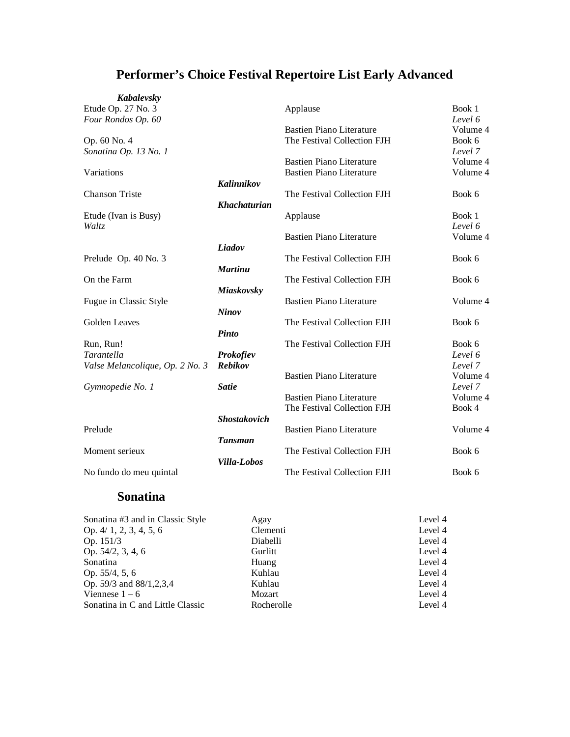# Performer's Choice Festival Repertoire List Early Advanced

| | | | |
|---|---|---|---|
| ***Kabalevsky*** | | | |
| Etude Op. 27 No. 3 | | Applause | Book 1 |
| *Four Rondos Op. 60* | | | *Level 6* |
| | | Bastien Piano Literature | Volume 4 |
| Op. 60 No. 4 | | The Festival Collection FJH | Book 6 |
| *Sonatina Op. 13 No. 1* | | | *Level 7* |
| | | Bastien Piano Literature | Volume 4 |
| Variations | | Bastien Piano Literature | Volume 4 |
| | ***Kalinnikov*** | | |
| Chanson Triste | | The Festival Collection FJH | Book 6 |
| | ***Khachaturian*** | | |
| Etude (Ivan is Busy) | | Applause | Book 1 |
| *Waltz* | | | *Level 6* |
| | | Bastien Piano Literature | Volume 4 |
| | ***Liadov*** | | |
| Prelude Op. 40 No. 3 | | The Festival Collection FJH | Book 6 |
| | ***Martinu*** | | |
| On the Farm | | The Festival Collection FJH | Book 6 |
| | ***Miaskovsky*** | | |
| Fugue in Classic Style | | Bastien Piano Literature | Volume 4 |
| | ***Ninov*** | | |
| Golden Leaves | | The Festival Collection FJH | Book 6 |
| | ***Pinto*** | | |
| Run, Run! | | The Festival Collection FJH | Book 6 |
| *Tarantella* | ***Prokofiev*** | | *Level 6* |
| *Valse Melancolique, Op. 2 No. 3* | ***Rebikov*** | | *Level 7* |
| | | Bastien Piano Literature | Volume 4 |
| *Gymnopedie No. 1* | ***Satie*** | | *Level 7* |
| | | Bastien Piano Literature | Volume 4 |
| | | The Festival Collection FJH | Book 4 |
| | ***Shostakovich*** | | |
| Prelude | | Bastien Piano Literature | Volume 4 |
| | ***Tansman*** | | |
| Moment serieux | | The Festival Collection FJH | Book 6 |
| | ***Villa-Lobos*** | | |
| No fundo do meu quintal | | The Festival Collection FJH | Book 6 |

## Sonatina

| | | |
|---|---|---|
| Sonatina #3 and in Classic Style | Agay | Level 4 |
| Op. 4/ 1, 2, 3, 4, 5, 6 | Clementi | Level 4 |
| Op. 151/3 | Diabelli | Level 4 |
| Op. 54/2, 3, 4, 6 | Gurlitt | Level 4 |
| Sonatina | Huang | Level 4 |
| Op. 55/4, 5, 6 | Kuhlau | Level 4 |
| Op. 59/3 and 88/1,2,3,4 | Kuhlau | Level 4 |
| Viennese 1 – 6 | Mozart | Level 4 |
| Sonatina in C and Little Classic | Rocherolle | Level 4 |